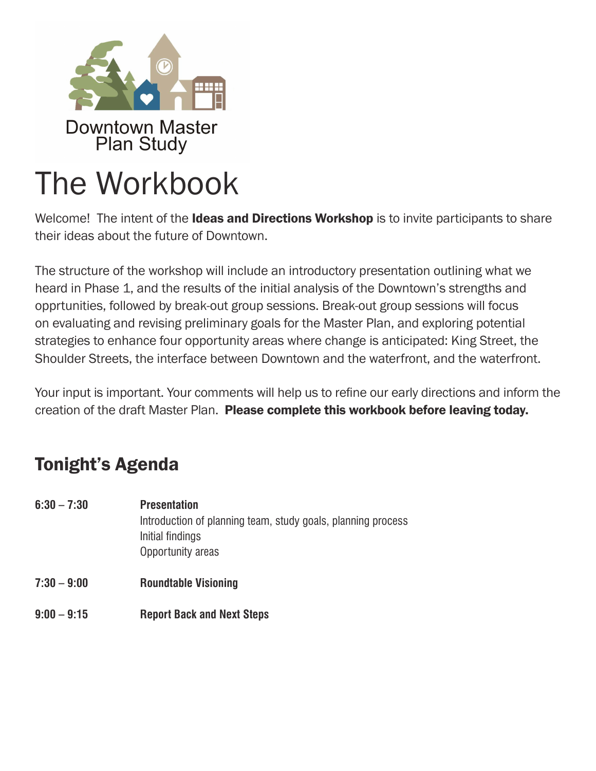Downtown Master Plan Study

# The Workbook

Welcome! The intent of the **Ideas and Directions Workshop** is to invite participants to share their ideas about the future of Downtown.

The structure of the workshop will include an introductory presentation outlining what we heard in Phase 1, and the results of the initial analysis of the Downtown's strengths and opprtunities, followed by break-out group sessions. Break-out group sessions will focus on evaluating and revising preliminary goals for the Master Plan, and exploring potential strategies to enhance four opportunity areas where change is anticipated: King Street, the Shoulder Streets, the interface between Downtown and the waterfront, and the waterfront.

Your input is important. Your comments will help us to refine our early directions and inform the creation of the draft Master Plan. **Please complete this workbook before leaving today.**

## Tonight's Agenda

**6:30 – 7:30** **Presentation**
Introduction of planning team, study goals, planning process
Initial findings
Opportunity areas

**7:30 – 9:00** **Roundtable Visioning**

**9:00 – 9:15** **Report Back and Next Steps**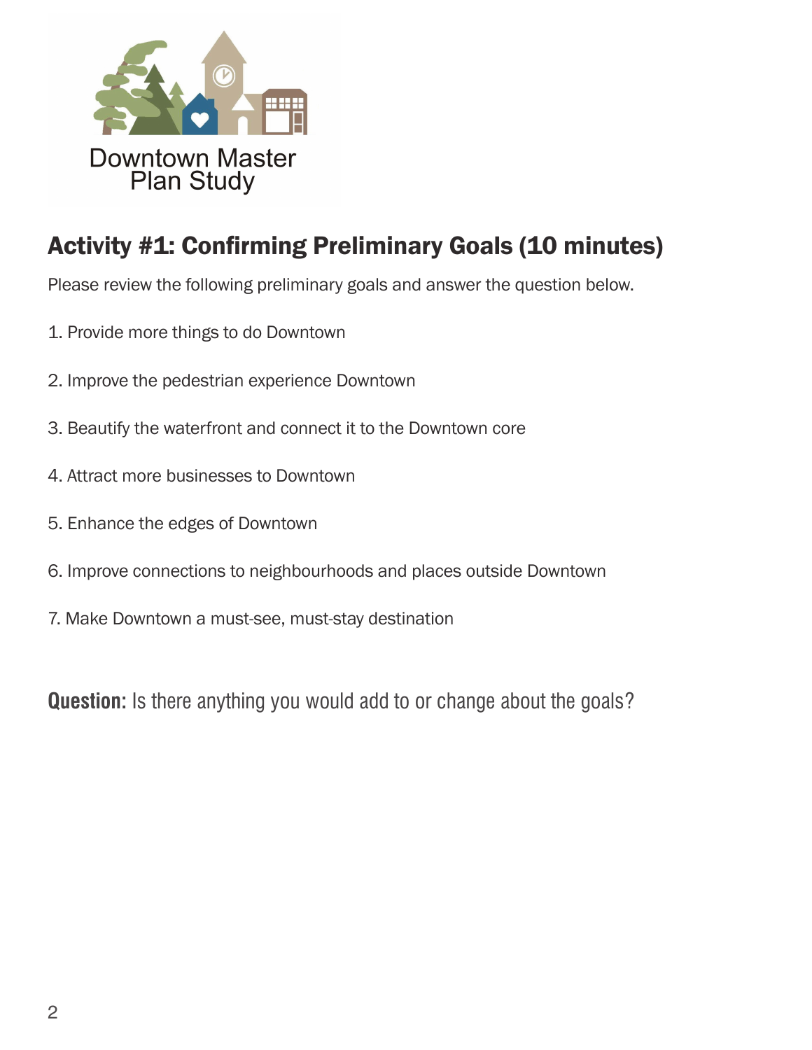Downtown Master Plan Study

## Activity #1: Confirming Preliminary Goals (10 minutes)

Please review the following preliminary goals and answer the question below.

1. Provide more things to do Downtown

2. Improve the pedestrian experience Downtown

3. Beautify the waterfront and connect it to the Downtown core

4. Attract more businesses to Downtown

5. Enhance the edges of Downtown

6. Improve connections to neighbourhoods and places outside Downtown

7. Make Downtown a must-see, must-stay destination

**Question:** Is there anything you would add to or change about the goals?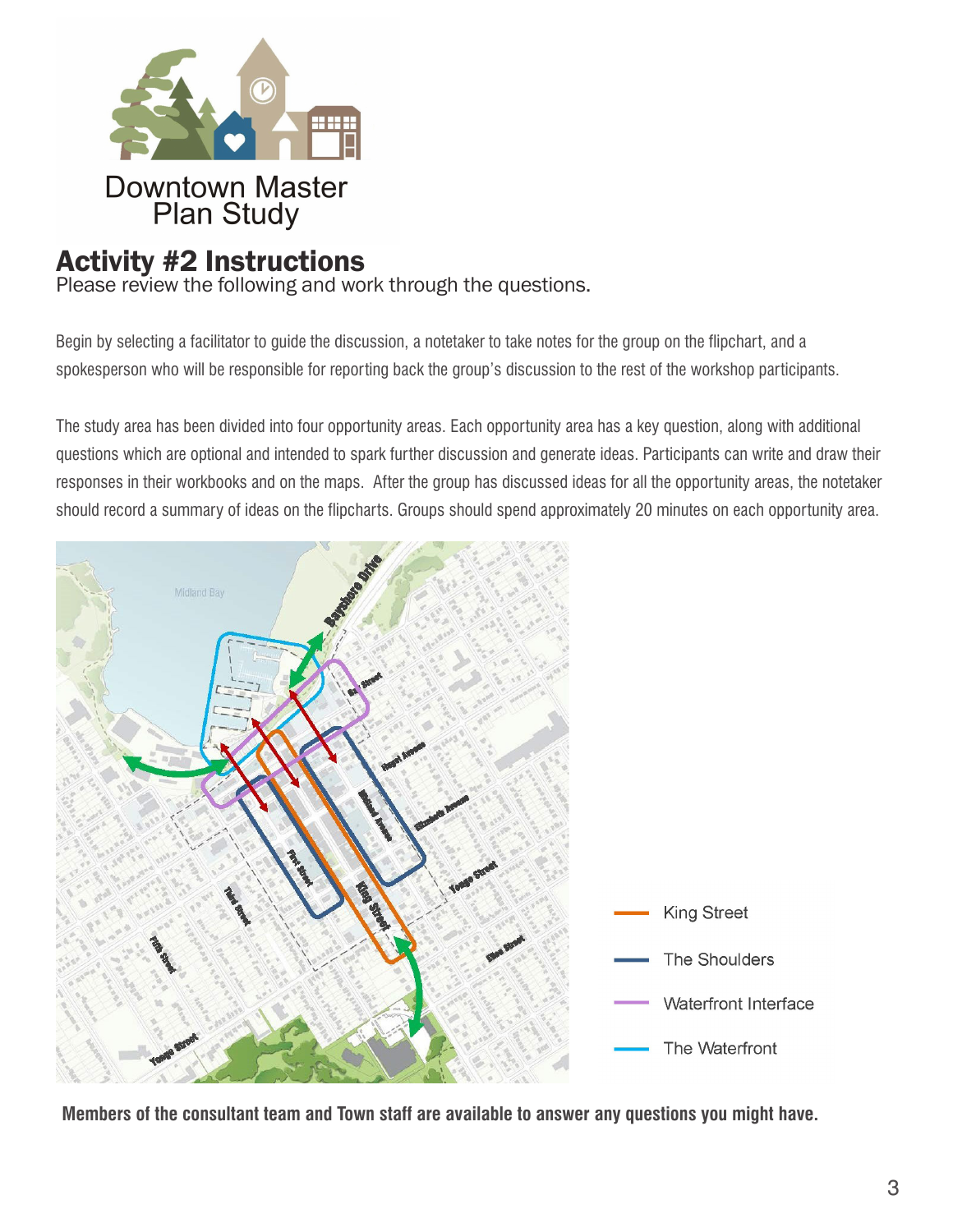Downtown Master Plan Study

# Activity #2 Instructions

Please review the following and work through the questions.

Begin by selecting a facilitator to guide the discussion, a notetaker to take notes for the group on the flipchart, and a spokesperson who will be responsible for reporting back the group's discussion to the rest of the workshop participants.

The study area has been divided into four opportunity areas. Each opportunity area has a key question, along with additional questions which are optional and intended to spark further discussion and generate ideas. Participants can write and draw their responses in their workbooks and on the maps. After the group has discussed ideas for all the opportunity areas, the notetaker should record a summary of ideas on the flipcharts. Groups should spend approximately 20 minutes on each opportunity area.

- King Street
- The Shoulders
- Waterfront Interface
- The Waterfront

**Members of the consultant team and Town staff are available to answer any questions you might have.**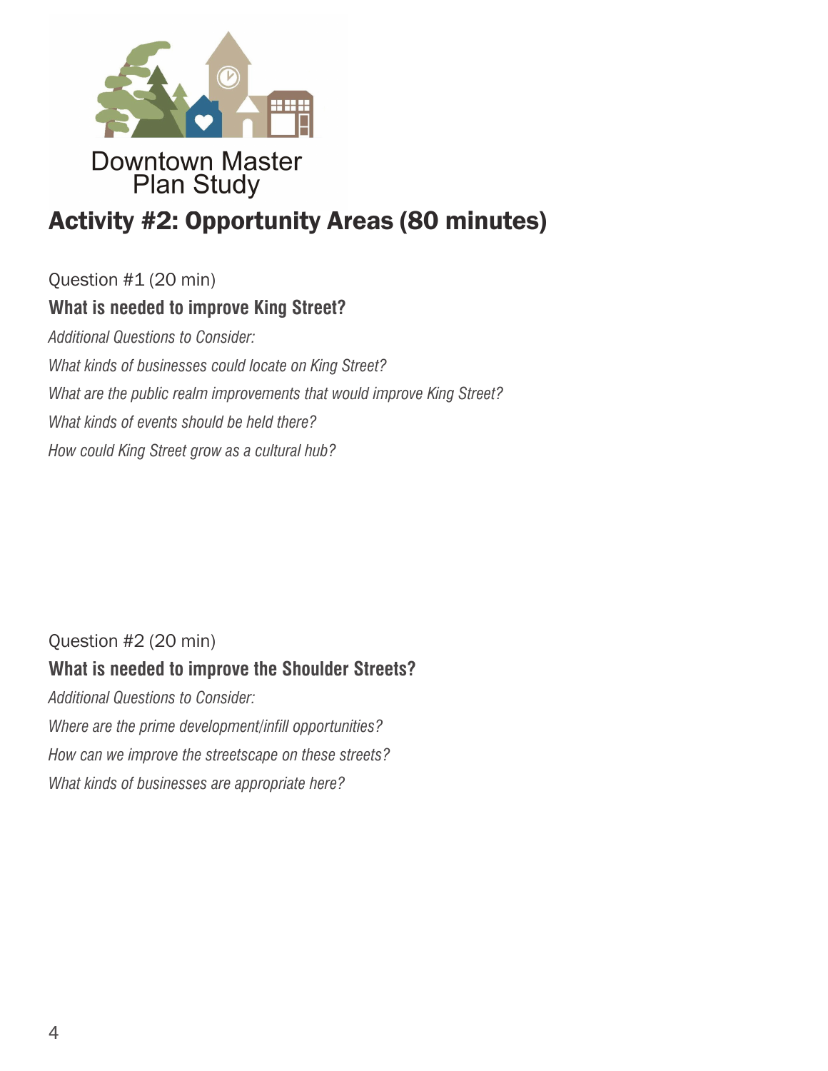Downtown Master Plan Study

# Activity #2: Opportunity Areas (80 minutes)

Question #1 (20 min)

**What is needed to improve King Street?**

*Additional Questions to Consider:*

*What kinds of businesses could locate on King Street?*

*What are the public realm improvements that would improve King Street?*

*What kinds of events should be held there?*

*How could King Street grow as a cultural hub?*

Question #2 (20 min)

**What is needed to improve the Shoulder Streets?**

*Additional Questions to Consider:*

*Where are the prime development/infill opportunities?*

*How can we improve the streetscape on these streets?*

*What kinds of businesses are appropriate here?*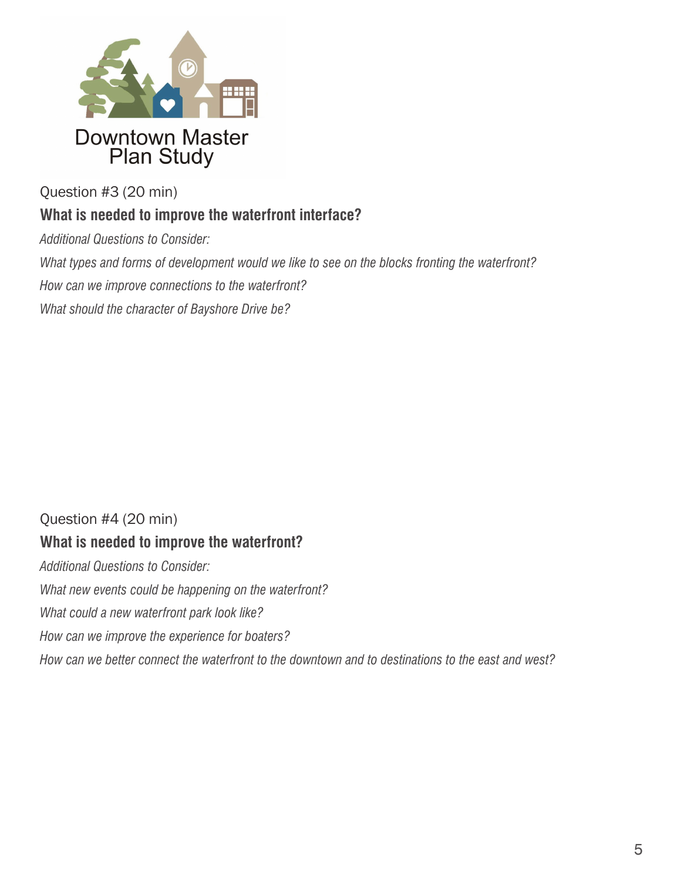Downtown Master Plan Study

Question #3 (20 min)

**What is needed to improve the waterfront interface?**

*Additional Questions to Consider:*

*What types and forms of development would we like to see on the blocks fronting the waterfront?*

*How can we improve connections to the waterfront?*

*What should the character of Bayshore Drive be?*

Question #4 (20 min)

**What is needed to improve the waterfront?**

*Additional Questions to Consider:*

*What new events could be happening on the waterfront?*

*What could a new waterfront park look like?*

*How can we improve the experience for boaters?*

*How can we better connect the waterfront to the downtown and to destinations to the east and west?*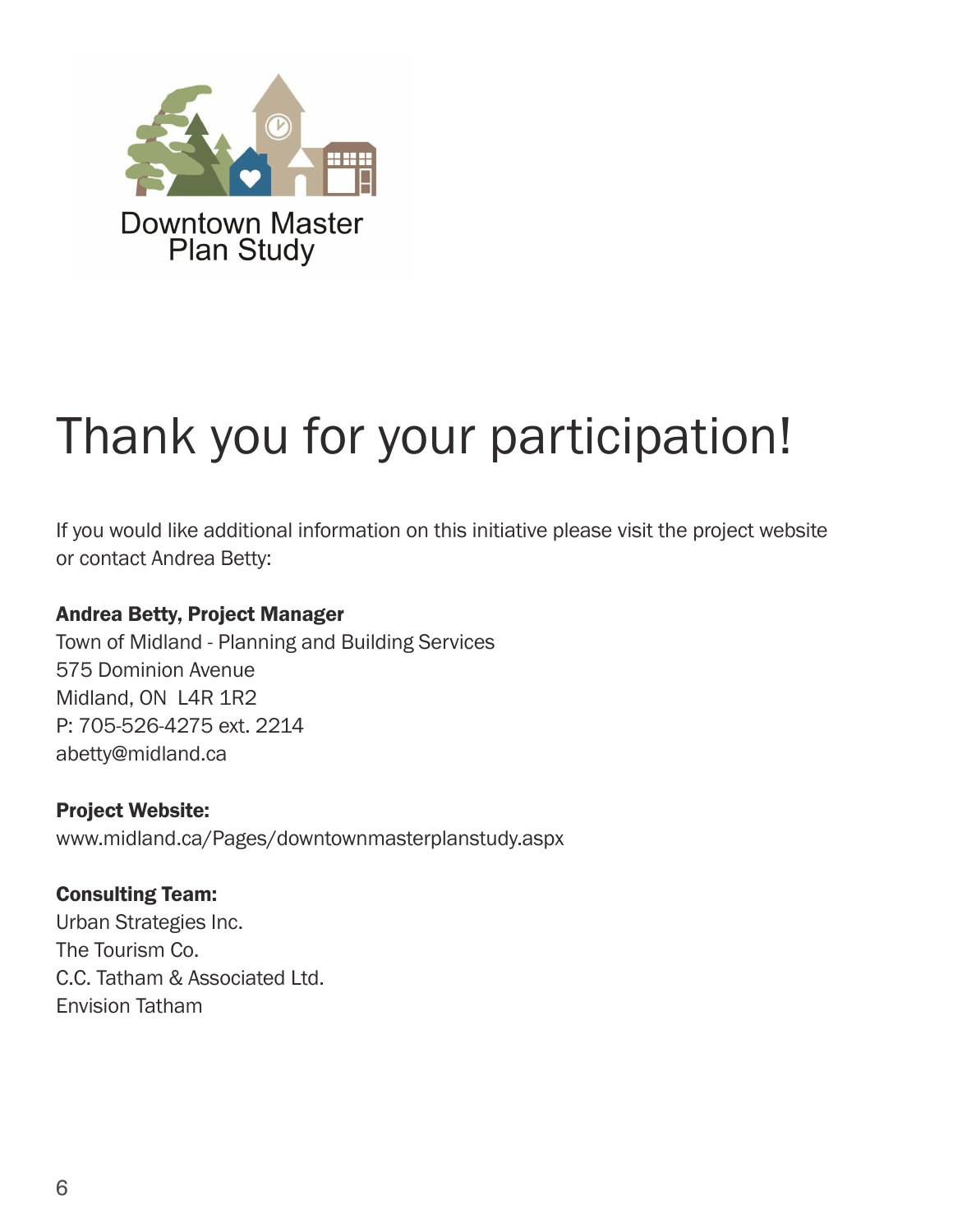Downtown Master Plan Study

# Thank you for your participation!

If you would like additional information on this initiative please visit the project website or contact Andrea Betty:

**Andrea Betty, Project Manager**
Town of Midland - Planning and Building Services
575 Dominion Avenue
Midland, ON L4R 1R2
P: 705-526-4275 ext. 2214
abetty@midland.ca

**Project Website:**
www.midland.ca/Pages/downtownmasterplanstudy.aspx

**Consulting Team:**
Urban Strategies Inc.
The Tourism Co.
C.C. Tatham & Associated Ltd.
Envision Tatham